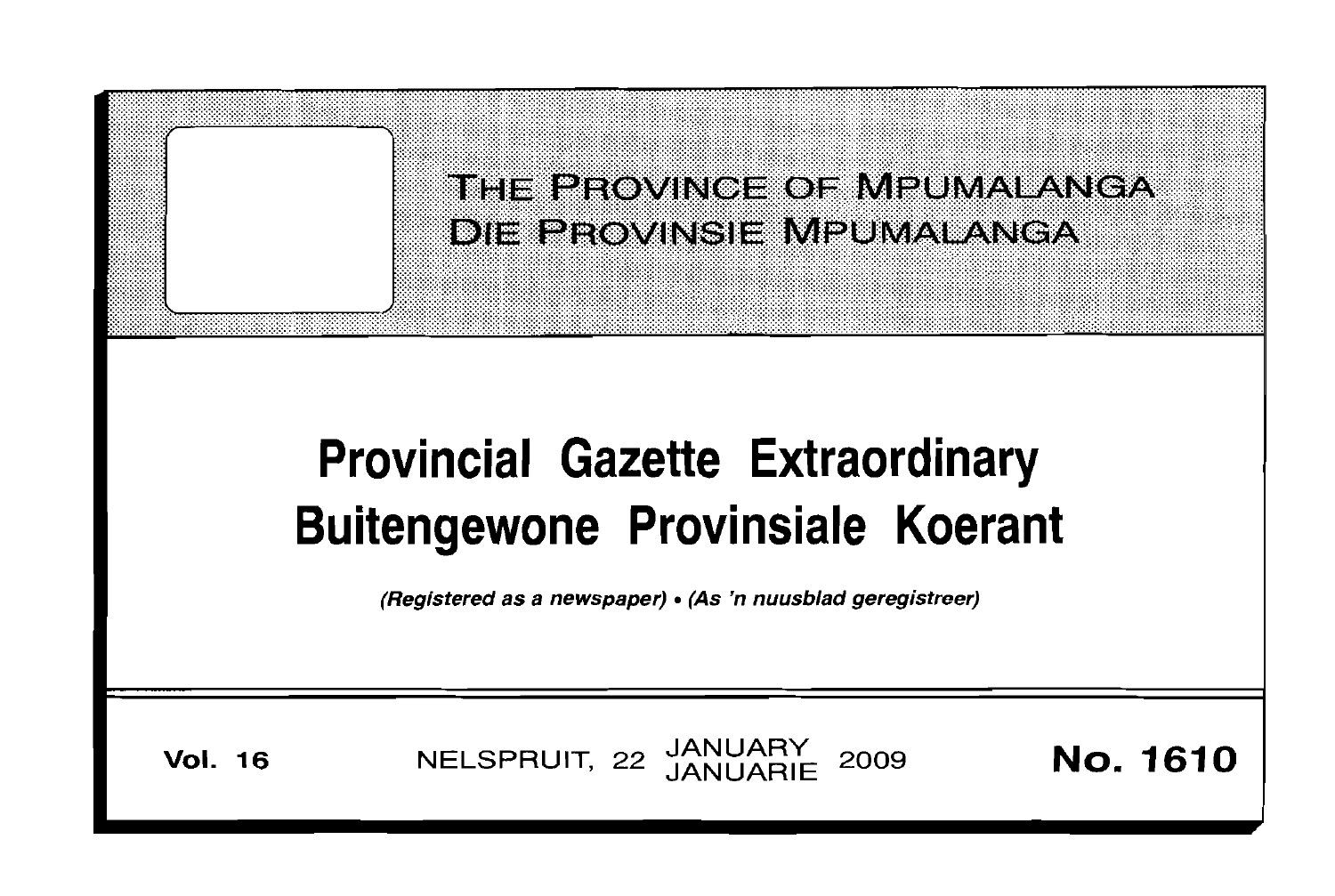# THE PROVINCE OF MPUMALANGA
# DIE PROVINSIE MPUMALANGA

# Provincial Gazette Extraordinary
# Buitengewone Provinsiale Koerant

*(Registered as a newspaper) • (As 'n nuusblad geregistreer)*

**Vol. 16** NELSPRUIT, 22 JANUARY JANUARIE 2009 **No. 1610**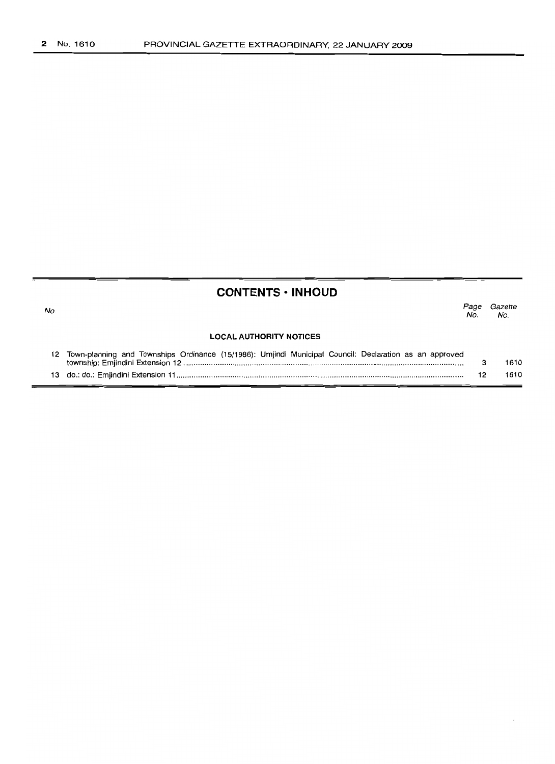## CONTENTS • INHOUD

| No. | | Page No. | Gazette No. |
|---|---|---|---|
| | **LOCAL AUTHORITY NOTICES** | | |
| 12 | Town-planning and Townships Ordinance (15/1986): Umjindi Municipal Council: Declaration as an approved township: Emjindini Extension 12 | 3 | 1610 |
| 13 | do.: do.: Emjindini Extension 11 | 12 | 1610 |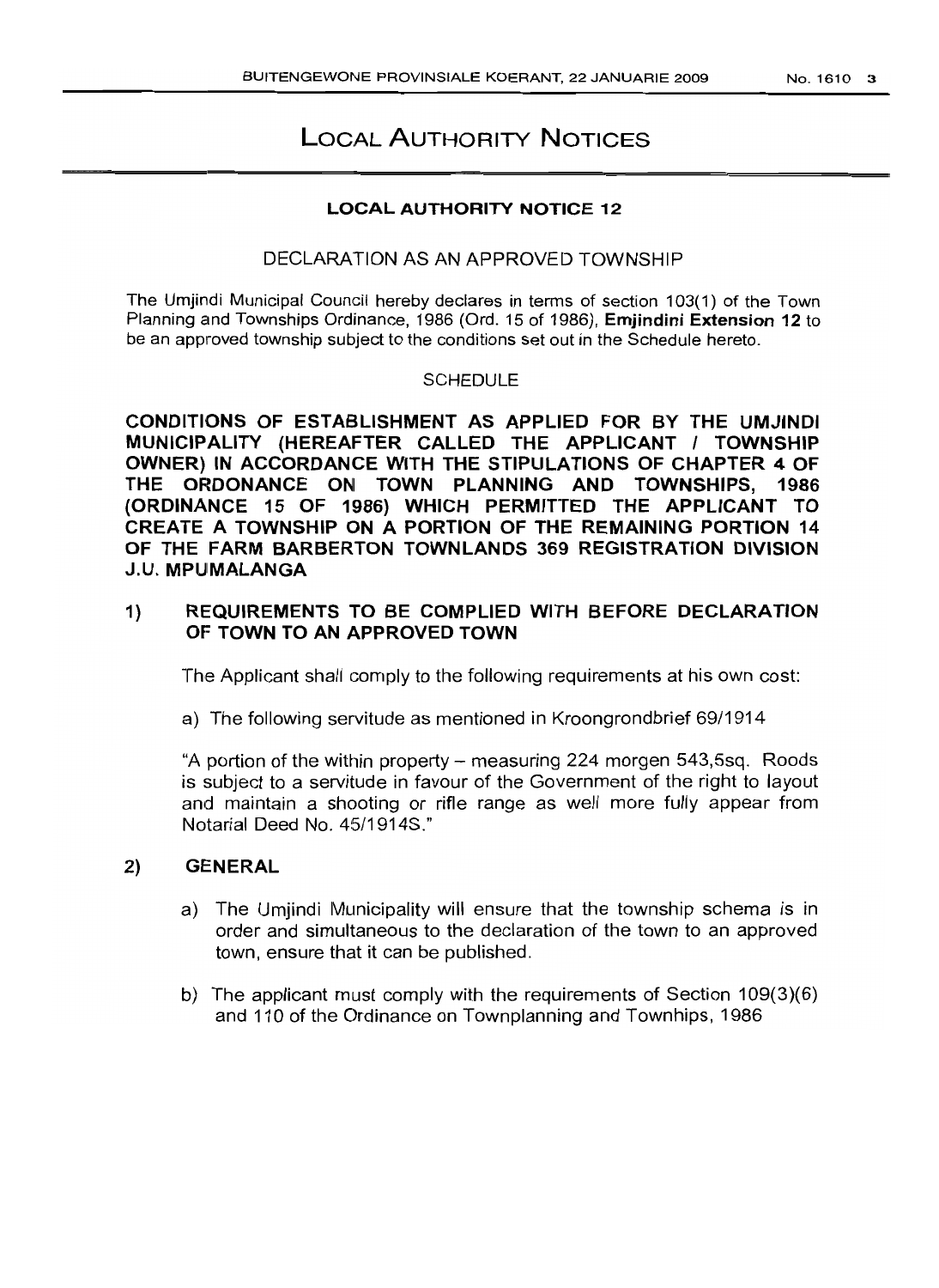# LOCAL AUTHORITY NOTICES

## LOCAL AUTHORITY NOTICE 12

DECLARATION AS AN APPROVED TOWNSHIP

The Umjindi Municipal Council hereby declares in terms of section 103(1) of the Town Planning and Townships Ordinance, 1986 (Ord. 15 of 1986), **Emjindini Extension 12** to be an approved township subject to the conditions set out in the Schedule hereto.

SCHEDULE

**CONDITIONS OF ESTABLISHMENT AS APPLIED FOR BY THE UMJINDI MUNICIPALITY (HEREAFTER CALLED THE APPLICANT / TOWNSHIP OWNER) IN ACCORDANCE WITH THE STIPULATIONS OF CHAPTER 4 OF THE ORDONANCE ON TOWN PLANNING AND TOWNSHIPS, 1986 (ORDINANCE 15 OF 1986) WHICH PERMITTED THE APPLICANT TO CREATE A TOWNSHIP ON A PORTION OF THE REMAINING PORTION 14 OF THE FARM BARBERTON TOWNLANDS 369 REGISTRATION DIVISION J.U. MPUMALANGA**

**1) REQUIREMENTS TO BE COMPLIED WITH BEFORE DECLARATION OF TOWN TO AN APPROVED TOWN**

The Applicant shall comply to the following requirements at his own cost:

a) The following servitude as mentioned in Kroongrondbrief 69/1914

"A portion of the within property – measuring 224 morgen 543,5sq. Roods is subject to a servitude in favour of the Government of the right to layout and maintain a shooting or rifle range as well more fully appear from Notarial Deed No. 45/1914S."

**2) GENERAL**

a) The Umjindi Municipality will ensure that the township schema is in order and simultaneous to the declaration of the town to an approved town, ensure that it can be published.

b) The applicant must comply with the requirements of Section 109(3)(6) and 110 of the Ordinance on Townplanning and Townhips, 1986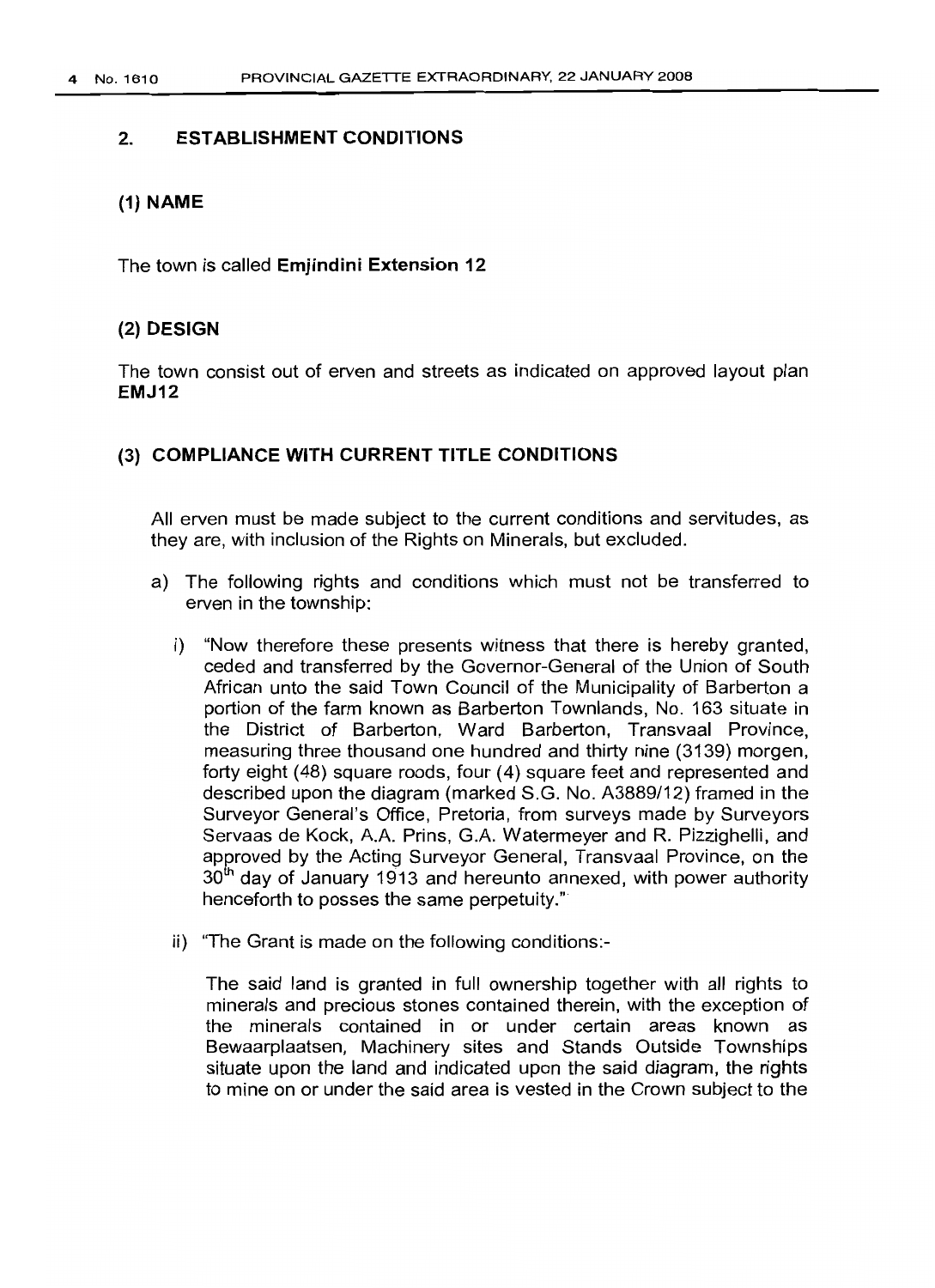## 2. ESTABLISHMENT CONDITIONS

### (1) NAME

The town is called **Emjindini Extension 12**

### (2) DESIGN

The town consist out of erven and streets as indicated on approved layout plan **EMJ12**

### (3) COMPLIANCE WITH CURRENT TITLE CONDITIONS

All erven must be made subject to the current conditions and servitudes, as they are, with inclusion of the Rights on Minerals, but excluded.

a) The following rights and conditions which must not be transferred to erven in the township:

i) "Now therefore these presents witness that there is hereby granted, ceded and transferred by the Governor-General of the Union of South African unto the said Town Council of the Municipality of Barberton a portion of the farm known as Barberton Townlands, No. 163 situate in the District of Barberton, Ward Barberton, Transvaal Province, measuring three thousand one hundred and thirty nine (3139) morgen, forty eight (48) square roods, four (4) square feet and represented and described upon the diagram (marked S.G. No. A3889/12) framed in the Surveyor General's Office, Pretoria, from surveys made by Surveyors Servaas de Kock, A.A. Prins, G.A. Watermeyer and R. Pizzighelli, and approved by the Acting Surveyor General, Transvaal Province, on the 30th day of January 1913 and hereunto annexed, with power authority henceforth to posses the same perpetuity."

ii) "The Grant is made on the following conditions:-

The said land is granted in full ownership together with all rights to minerals and precious stones contained therein, with the exception of the minerals contained in or under certain areas known as Bewaarplaatsen, Machinery sites and Stands Outside Townships situate upon the land and indicated upon the said diagram, the rights to mine on or under the said area is vested in the Crown subject to the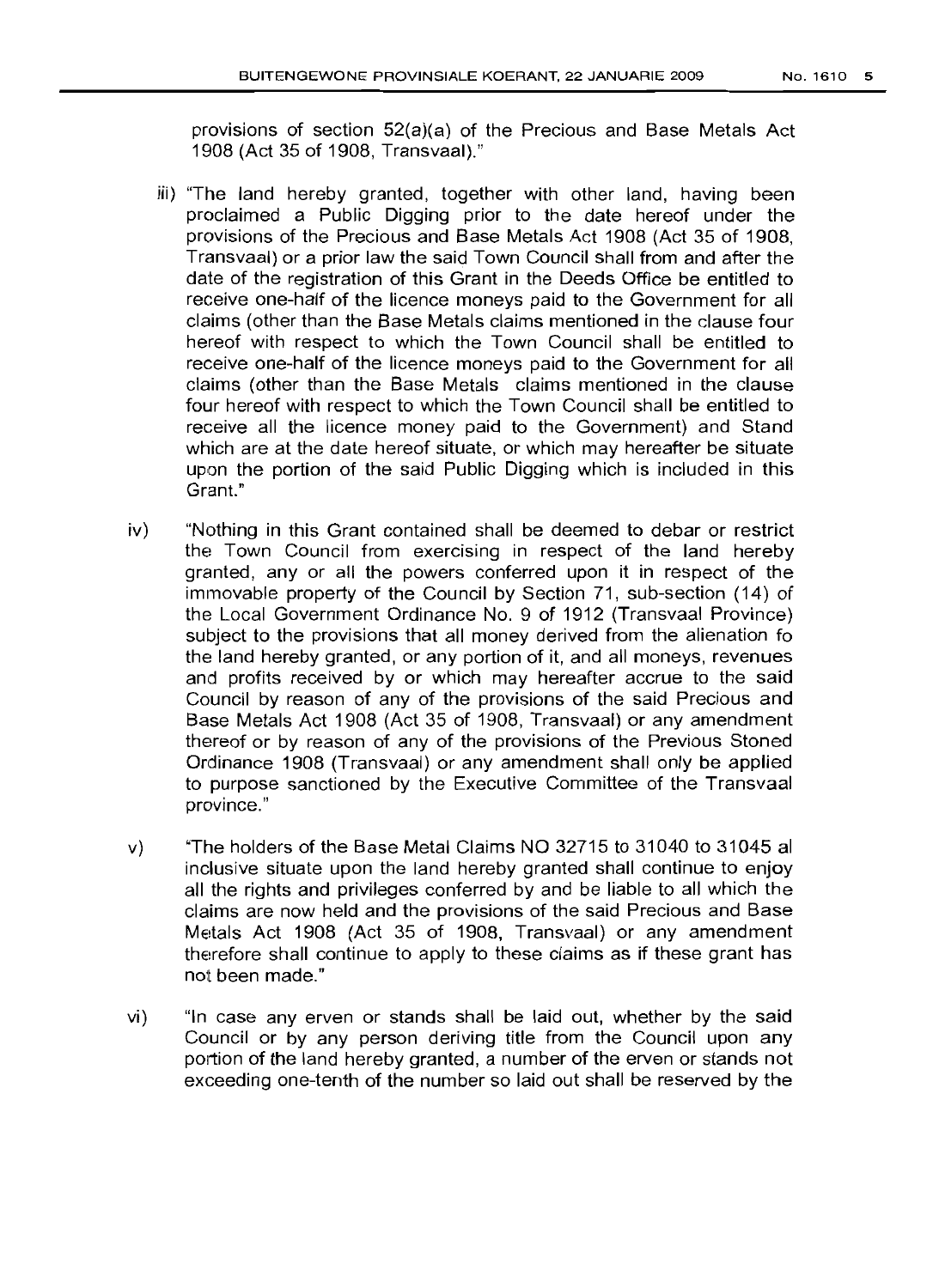provisions of section 52(a)(a) of the Precious and Base Metals Act 1908 (Act 35 of 1908, Transvaal)."

iii) "The land hereby granted, together with other land, having been proclaimed a Public Digging prior to the date hereof under the provisions of the Precious and Base Metals Act 1908 (Act 35 of 1908, Transvaal) or a prior law the said Town Council shall from and after the date of the registration of this Grant in the Deeds Office be entitled to receive one-half of the licence moneys paid to the Government for all claims (other than the Base Metals claims mentioned in the clause four hereof with respect to which the Town Council shall be entitled to receive one-half of the licence moneys paid to the Government for all claims (other than the Base Metals claims mentioned in the clause four hereof with respect to which the Town Council shall be entitled to receive all the licence money paid to the Government) and Stand which are at the date hereof situate, or which may hereafter be situate upon the portion of the said Public Digging which is included in this Grant."

iv) "Nothing in this Grant contained shall be deemed to debar or restrict the Town Council from exercising in respect of the land hereby granted, any or all the powers conferred upon it in respect of the immovable property of the Council by Section 71, sub-section (14) of the Local Government Ordinance No. 9 of 1912 (Transvaal Province) subject to the provisions that all money derived from the alienation fo the land hereby granted, or any portion of it, and all moneys, revenues and profits received by or which may hereafter accrue to the said Council by reason of any of the provisions of the said Precious and Base Metals Act 1908 (Act 35 of 1908, Transvaal) or any amendment thereof or by reason of any of the provisions of the Previous Stoned Ordinance 1908 (Transvaal) or any amendment shall only be applied to purpose sanctioned by the Executive Committee of the Transvaal province."

v) "The holders of the Base Metal Claims NO 32715 to 31040 to 31045 al inclusive situate upon the land hereby granted shall continue to enjoy all the rights and privileges conferred by and be liable to all which the claims are now held and the provisions of the said Precious and Base Metals Act 1908 (Act 35 of 1908, Transvaal) or any amendment therefore shall continue to apply to these claims as if these grant has not been made."

vi) "In case any erven or stands shall be laid out, whether by the said Council or by any person deriving title from the Council upon any portion of the land hereby granted, a number of the erven or stands not exceeding one-tenth of the number so laid out shall be reserved by the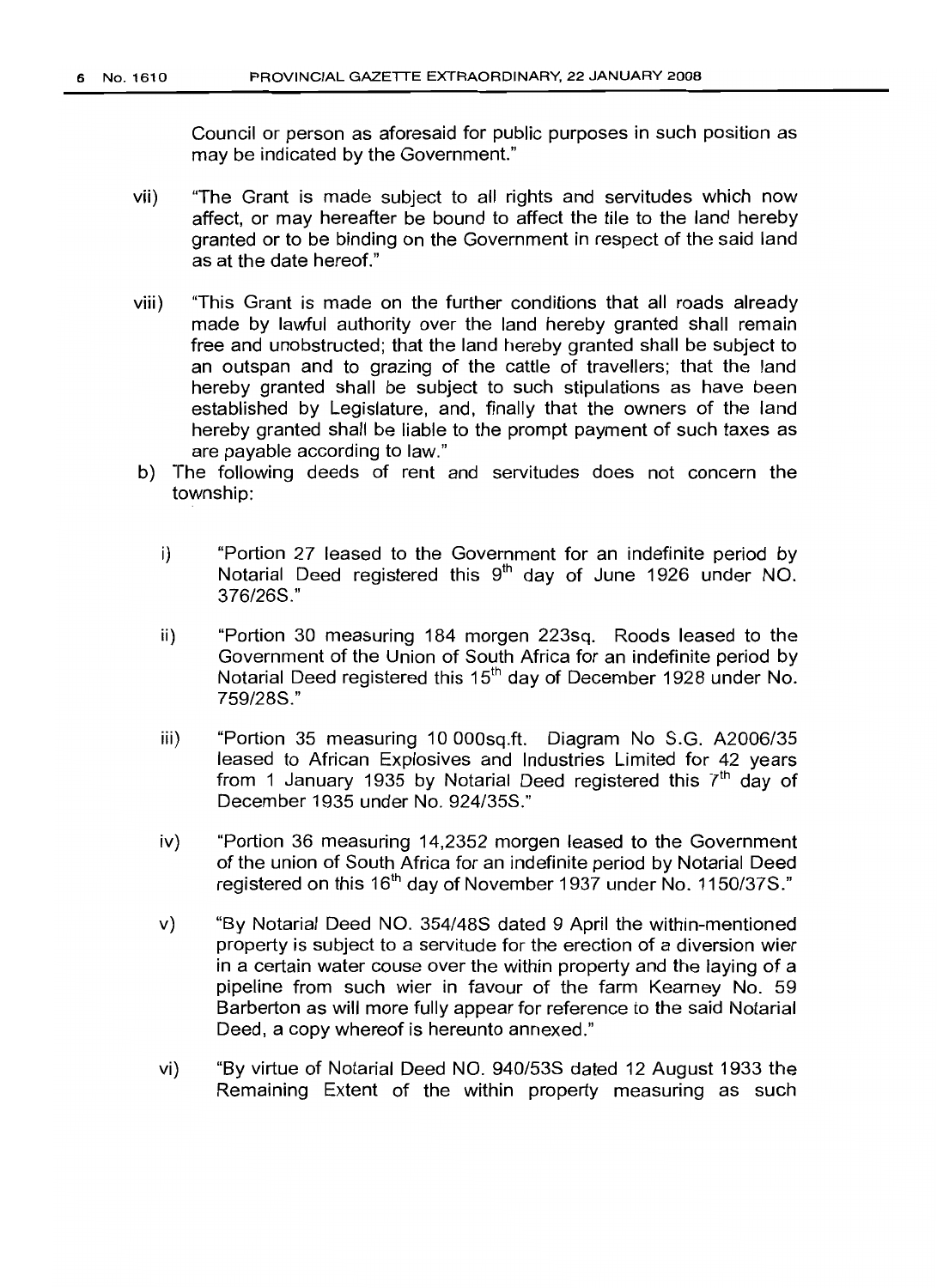Council or person as aforesaid for public purposes in such position as may be indicated by the Government."

vii) "The Grant is made subject to all rights and servitudes which now affect, or may hereafter be bound to affect the tile to the land hereby granted or to be binding on the Government in respect of the said land as at the date hereof."

viii) "This Grant is made on the further conditions that all roads already made by lawful authority over the land hereby granted shall remain free and unobstructed; that the land hereby granted shall be subject to an outspan and to grazing of the cattle of travellers; that the land hereby granted shall be subject to such stipulations as have been established by Legislature, and, finally that the owners of the land hereby granted shall be liable to the prompt payment of such taxes as are payable according to law."

b) The following deeds of rent and servitudes does not concern the township:

i) "Portion 27 leased to the Government for an indefinite period by Notarial Deed registered this 9th day of June 1926 under NO. 376/26S."

ii) "Portion 30 measuring 184 morgen 223sq. Roods leased to the Government of the Union of South Africa for an indefinite period by Notarial Deed registered this 15th day of December 1928 under No. 759/28S."

iii) "Portion 35 measuring 10 000sq.ft. Diagram No S.G. A2006/35 leased to African Explosives and Industries Limited for 42 years from 1 January 1935 by Notarial Deed registered this 7th day of December 1935 under No. 924/35S."

iv) "Portion 36 measuring 14,2352 morgen leased to the Government of the union of South Africa for an indefinite period by Notarial Deed registered on this 16th day of November 1937 under No. 1150/37S."

v) "By Notarial Deed NO. 354/48S dated 9 April the within-mentioned property is subject to a servitude for the erection of a diversion wier in a certain water couse over the within property and the laying of a pipeline from such wier in favour of the farm Kearney No. 59 Barberton as will more fully appear for reference to the said Notarial Deed, a copy whereof is hereunto annexed."

vi) "By virtue of Notarial Deed NO. 940/53S dated 12 August 1933 the Remaining Extent of the within property measuring as such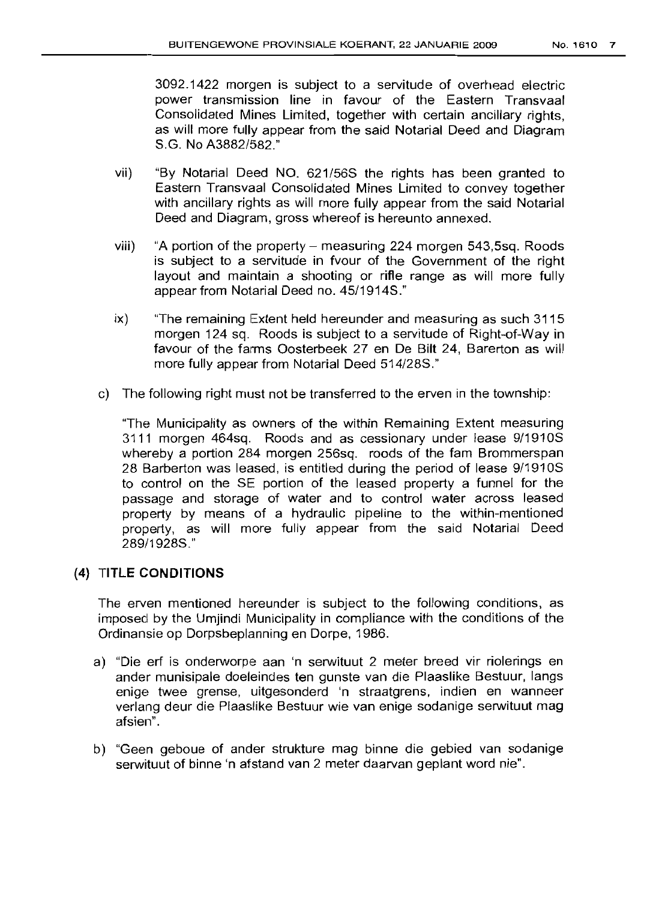3092.1422 morgen is subject to a servitude of overhead electric power transmission line in favour of the Eastern Transvaal Consolidated Mines Limited, together with certain ancillary rights, as will more fully appear from the said Notarial Deed and Diagram S.G. No A3882/582."

vii) "By Notarial Deed NO. 621/56S the rights has been granted to Eastern Transvaal Consolidated Mines Limited to convey together with ancillary rights as will more fully appear from the said Notarial Deed and Diagram, gross whereof is hereunto annexed.

viii) "A portion of the property – measuring 224 morgen 543,5sq. Roods is subject to a servitude in fvour of the Government of the right layout and maintain a shooting or rifle range as will more fully appear from Notarial Deed no. 45/1914S."

ix) "The remaining Extent held hereunder and measuring as such 3115 morgen 124 sq. Roods is subject to a servitude of Right-of-Way in favour of the farms Oosterbeek 27 en De Bilt 24, Barerton as will more fully appear from Notarial Deed 514/28S."

c) The following right must not be transferred to the erven in the township:

"The Municipality as owners of the within Remaining Extent measuring 3111 morgen 464sq. Roods and as cessionary under lease 9/1910S whereby a portion 284 morgen 256sq. roods of the fam Brommerspan 28 Barberton was leased, is entitled during the period of lease 9/1910S to control on the SE portion of the leased property a funnel for the passage and storage of water and to control water across leased property by means of a hydraulic pipeline to the within-mentioned property, as will more fully appear from the said Notarial Deed 289/1928S."

## (4) TITLE CONDITIONS

The erven mentioned hereunder is subject to the following conditions, as imposed by the Umjindi Municipality in compliance with the conditions of the Ordinansie op Dorpsbeplanning en Dorpe, 1986.

a) "Die erf is onderworpe aan 'n serwituut 2 meter breed vir riolerings en ander munisipale doeleindes ten gunste van die Plaaslike Bestuur, langs enige twee grense, uitgesonderd 'n straatgrens, indien en wanneer verlang deur die Plaaslike Bestuur wie van enige sodanige serwituut mag afsien".

b) "Geen geboue of ander strukture mag binne die gebied van sodanige serwituut of binne 'n afstand van 2 meter daarvan geplant word nie".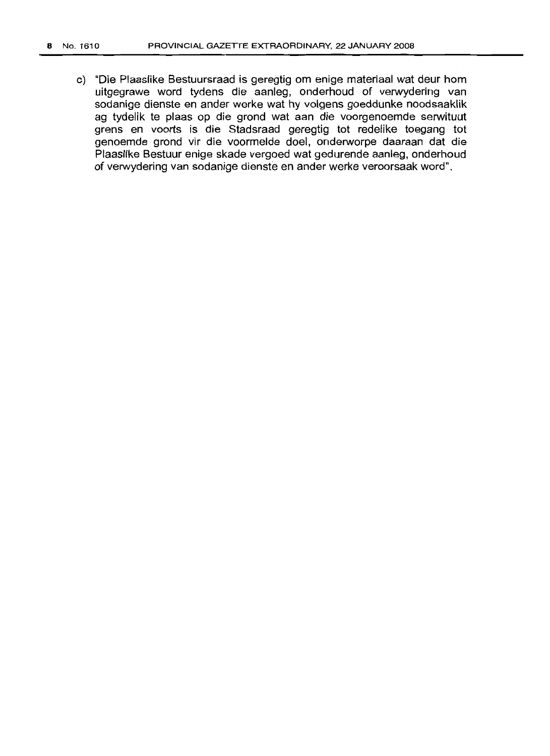c) "Die Plaaslike Bestuursraad is geregtig om enige materiaal wat deur hom uitgegrawe word tydens die aanleg, onderhoud of verwydering van sodanige dienste en ander werke wat hy volgens goeddunke noodsaaklik ag tydelik te plaas op die grond wat aan die voorgenoemde serwituut grens en voorts is die Stadsraad geregtig tot redelike toegang tot genoemde grond vir die voormelde doel, onderworpe daaraan dat die Plaaslike Bestuur enige skade vergoed wat gedurende aanleg, onderhoud of verwydering van sodanige dienste en ander werke veroorsaak word".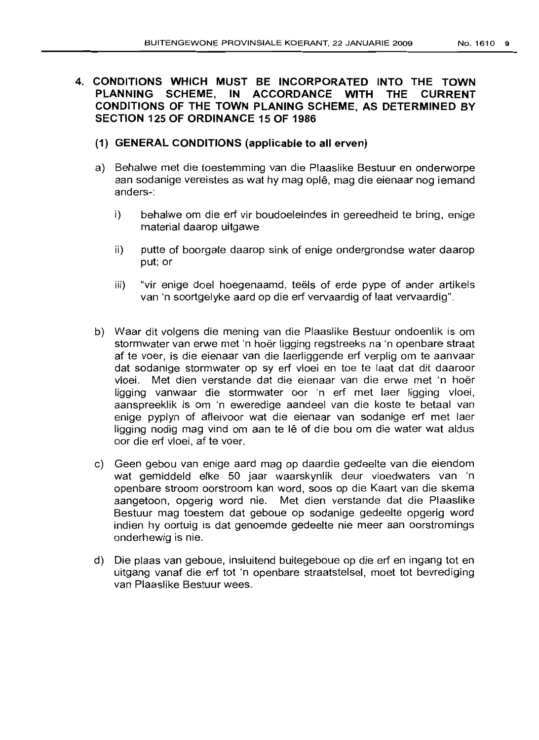## 4. CONDITIONS WHICH MUST BE INCORPORATED INTO THE TOWN PLANNING SCHEME, IN ACCORDANCE WITH THE CURRENT CONDITIONS OF THE TOWN PLANING SCHEME, AS DETERMINED BY SECTION 125 OF ORDINANCE 15 OF 1986

### (1) GENERAL CONDITIONS (applicable to all erven)

a) Behalwe met die toestemming van die Plaaslike Bestuur en onderworpe aan sodanige vereistes as wat hy mag oplê, mag die eienaar nog iemand anders-:

   i) behalwe om die erf vir boudoeleindes in gereedheid te bring, enige material daarop uitgawe

   ii) putte of boorgate daarop sink of enige ondergrondse water daarop put; or

   iii) "vir enige doel hoegenaamd, teëls of erde pype of ander artikels van 'n soortgelyke aard op die erf vervaardig of laat vervaardig".

b) Waar dit volgens die mening van die Plaaslike Bestuur ondoenlik is om stormwater van erwe met 'n hoër ligging regstreeks na 'n openbare straat af te voer, is die eienaar van die laerliggende erf verplig om te aanvaar dat sodanige stormwater op sy erf vloei en toe te laat dat dit daaroor vloei. Met dien verstande dat die eienaar van die erwe met 'n hoër ligging vanwaar die stormwater oor 'n erf met laer ligging vloei, aanspreeklik is om 'n eweredige aandeel van die koste te betaal van enige pyplyn of afleivoor wat die eienaar van sodanige erf met laer ligging nodig mag vind om aan te lê of die bou om die water wat aldus oor die erf vloei, af te voer.

c) Geen gebou van enige aard mag op daardie gedeelte van die eiendom wat gemiddeld elke 50 jaar waarskynlik deur vloedwaters van 'n openbare stroom oorstroom kan word, soos op die Kaart van die skema aangetoon, opgerig word nie. Met dien verstande dat die Plaaslike Bestuur mag toestem dat geboue op sodanige gedeelte opgerig word indien hy oortuig is dat genoemde gedeelte nie meer aan oorstromings onderhewig is nie.

d) Die plaas van geboue, insluitend buitegeboue op die erf en ingang tot en uitgang vanaf die erf tot 'n openbare straatstelsel, moet tot bevrediging van Plaaslike Bestuur wees.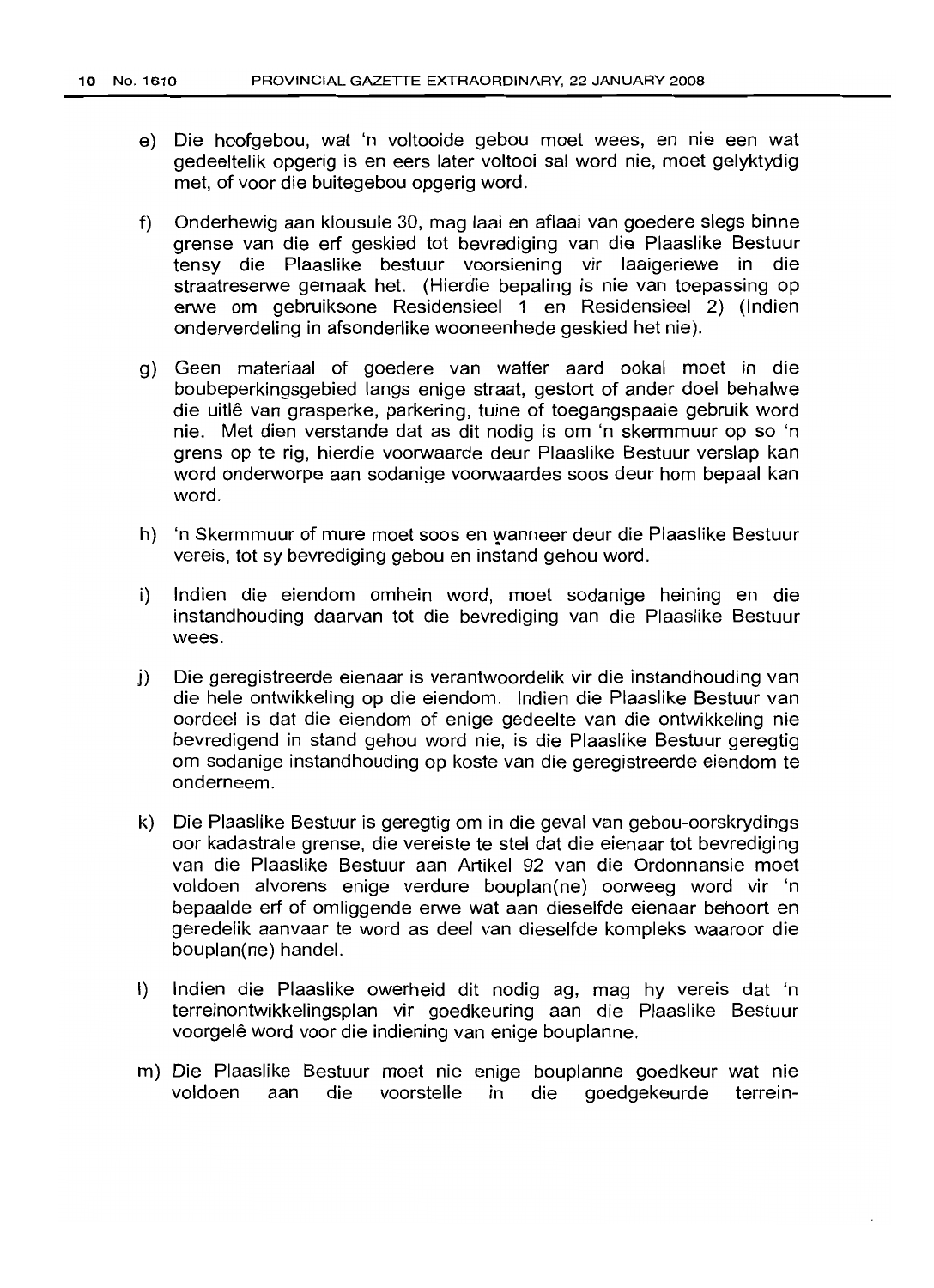e) Die hoofgebou, wat 'n voltooide gebou moet wees, en nie een wat gedeeltelik opgerig is en eers later voltooi sal word nie, moet gelyktydig met, of voor die buitegebou opgerig word.

f) Onderhewig aan klousule 30, mag laai en aflaai van goedere slegs binne grense van die erf geskied tot bevrediging van die Plaaslike Bestuur tensy die Plaaslike bestuur voorsiening vir laaigeriewe in die straatreserwe gemaak het. (Hierdie bepaling is nie van toepassing op erwe om gebruiksone Residensieel 1 en Residensieel 2) (Indien onderverdeling in afsonderlike wooneenhede geskied het nie).

g) Geen materiaal of goedere van watter aard ookal moet in die boubeperkingsgebied langs enige straat, gestort of ander doel behalwe die uitlê van grasperke, parkering, tuine of toegangspaaie gebruik word nie. Met dien verstande dat as dit nodig is om 'n skermmuur op so 'n grens op te rig, hierdie voorwaarde deur Plaaslike Bestuur verslap kan word onderworpe aan sodanige voorwaardes soos deur hom bepaal kan word.

h) 'n Skermmuur of mure moet soos en wanneer deur die Plaaslike Bestuur vereis, tot sy bevrediging gebou en instand gehou word.

i) Indien die eiendom omhein word, moet sodanige heining en die instandhouding daarvan tot die bevrediging van die Plaaslike Bestuur wees.

j) Die geregistreerde eienaar is verantwoordelik vir die instandhouding van die hele ontwikkeling op die eiendom. Indien die Plaaslike Bestuur van oordeel is dat die eiendom of enige gedeelte van die ontwikkeling nie bevredigend in stand gehou word nie, is die Plaaslike Bestuur geregtig om sodanige instandhouding op koste van die geregistreerde eiendom te onderneem.

k) Die Plaaslike Bestuur is geregtig om in die geval van gebou-oorskrydings oor kadastrale grense, die vereiste te stel dat die eienaar tot bevrediging van die Plaaslike Bestuur aan Artikel 92 van die Ordonnansie moet voldoen alvorens enige verdure bouplan(ne) oorweeg word vir 'n bepaalde erf of omliggende erwe wat aan dieselfde eienaar behoort en geredelik aanvaar te word as deel van dieselfde kompleks waaroor die bouplan(ne) handel.

l) Indien die Plaaslike owerheid dit nodig ag, mag hy vereis dat 'n terreinontwikkelingsplan vir goedkeuring aan die Plaaslike Bestuur voorgelê word voor die indiening van enige bouplanne.

m) Die Plaaslike Bestuur moet nie enige bouplanne goedkeur wat nie voldoen aan die voorstelle in die goedgekeurde terrein-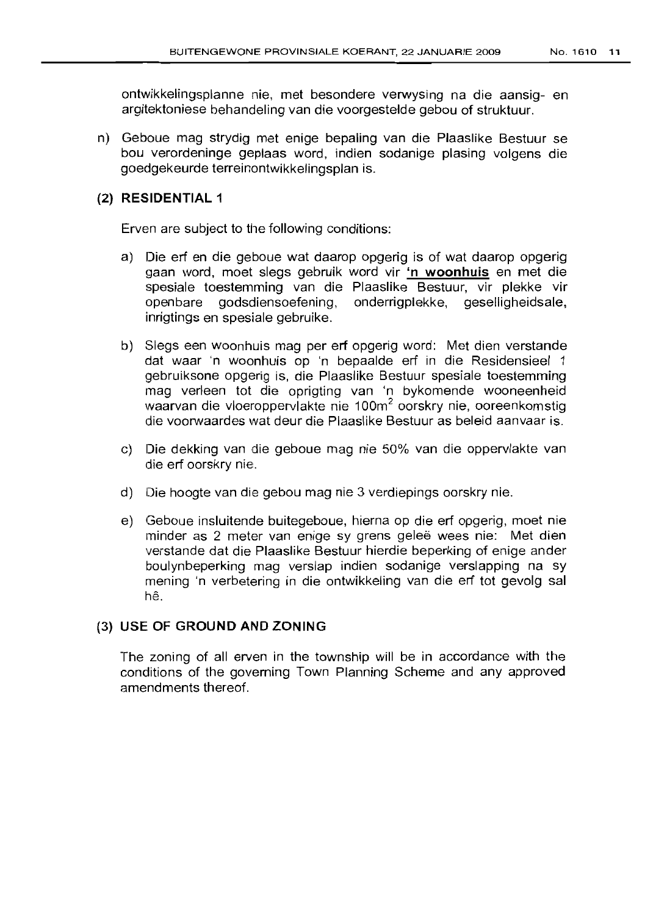ontwikkelingsplanne nie, met besondere verwysing na die aansig- en argitektoniese behandeling van die voorgestelde gebou of struktuur.

n) Geboue mag strydig met enige bepaling van die Plaaslike Bestuur se bou verordeninge geplaas word, indien sodanige plasing volgens die goedgekeurde terreinontwikkelingsplan is.

### (2) RESIDENTIAL 1

Erven are subject to the following conditions:

a) Die erf en die geboue wat daarop opgerig is of wat daarop opgerig gaan word, moet slegs gebruik word vir **'n woonhuis** en met die spesiale toestemming van die Plaaslike Bestuur, vir plekke vir openbare godsdiensoefening, onderrigplekke, geselligheidsale, inrigtings en spesiale gebruike.

b) Slegs een woonhuis mag per erf opgerig word: Met dien verstande dat waar 'n woonhuis op 'n bepaalde erf in die Residensieel 1 gebruiksone opgerig is, die Plaaslike Bestuur spesiale toestemming mag verleen tot die oprigting van 'n bykomende wooneenheid waarvan die vloeroppervlakte nie $100m^2$ oorskry nie, ooreenkomstig die voorwaardes wat deur die Plaaslike Bestuur as beleid aanvaar is.

c) Die dekking van die geboue mag nie 50% van die oppervlakte van die erf oorskry nie.

d) Die hoogte van die gebou mag nie 3 verdiepings oorskry nie.

e) Geboue insluitende buitegeboue, hierna op die erf opgerig, moet nie minder as 2 meter van enige sy grens geleë wees nie: Met dien verstande dat die Plaaslike Bestuur hierdie beperking of enige ander boulynbeperking mag verslap indien sodanige verslapping na sy mening 'n verbetering in die ontwikkeling van die erf tot gevolg sal hê.

### (3) USE OF GROUND AND ZONING

The zoning of all erven in the township will be in accordance with the conditions of the governing Town Planning Scheme and any approved amendments thereof.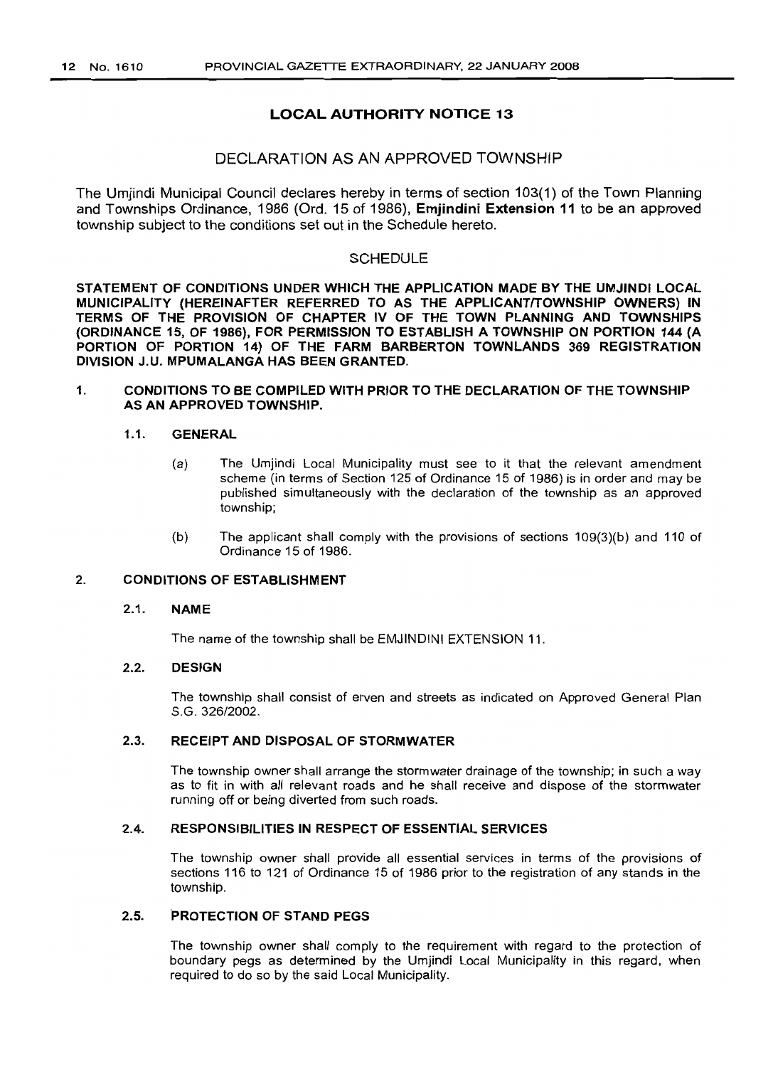## LOCAL AUTHORITY NOTICE 13

### DECLARATION AS AN APPROVED TOWNSHIP

The Umjindi Municipal Council declares hereby in terms of section 103(1) of the Town Planning and Townships Ordinance, 1986 (Ord. 15 of 1986), **Emjindini Extension 11** to be an approved township subject to the conditions set out in the Schedule hereto.

### SCHEDULE

**STATEMENT OF CONDITIONS UNDER WHICH THE APPLICATION MADE BY THE UMJINDI LOCAL MUNICIPALITY (HEREINAFTER REFERRED TO AS THE APPLICANT/TOWNSHIP OWNERS) IN TERMS OF THE PROVISION OF CHAPTER IV OF THE TOWN PLANNING AND TOWNSHIPS (ORDINANCE 15, OF 1986), FOR PERMISSION TO ESTABLISH A TOWNSHIP ON PORTION 144 (A PORTION OF PORTION 14) OF THE FARM BARBERTON TOWNLANDS 369 REGISTRATION DIVISION J.U. MPUMALANGA HAS BEEN GRANTED.**

**1. CONDITIONS TO BE COMPILED WITH PRIOR TO THE DECLARATION OF THE TOWNSHIP AS AN APPROVED TOWNSHIP.**

**1.1. GENERAL**

(a) The Umjindi Local Municipality must see to it that the relevant amendment scheme (in terms of Section 125 of Ordinance 15 of 1986) is in order and may be published simultaneously with the declaration of the township as an approved township;

(b) The applicant shall comply with the provisions of sections 109(3)(b) and 110 of Ordinance 15 of 1986.

**2. CONDITIONS OF ESTABLISHMENT**

**2.1. NAME**

The name of the township shall be EMJINDINI EXTENSION 11.

**2.2. DESIGN**

The township shall consist of erven and streets as indicated on Approved General Plan S.G. 326/2002.

**2.3. RECEIPT AND DISPOSAL OF STORMWATER**

The township owner shall arrange the stormwater drainage of the township; in such a way as to fit in with all relevant roads and he shall receive and dispose of the stormwater running off or being diverted from such roads.

**2.4. RESPONSIBILITIES IN RESPECT OF ESSENTIAL SERVICES**

The township owner shall provide all essential services in terms of the provisions of sections 116 to 121 of Ordinance 15 of 1986 prior to the registration of any stands in the township.

**2.5. PROTECTION OF STAND PEGS**

The township owner shall comply to the requirement with regard to the protection of boundary pegs as determined by the Umjindi Local Municipality in this regard, when required to do so by the said Local Municipality.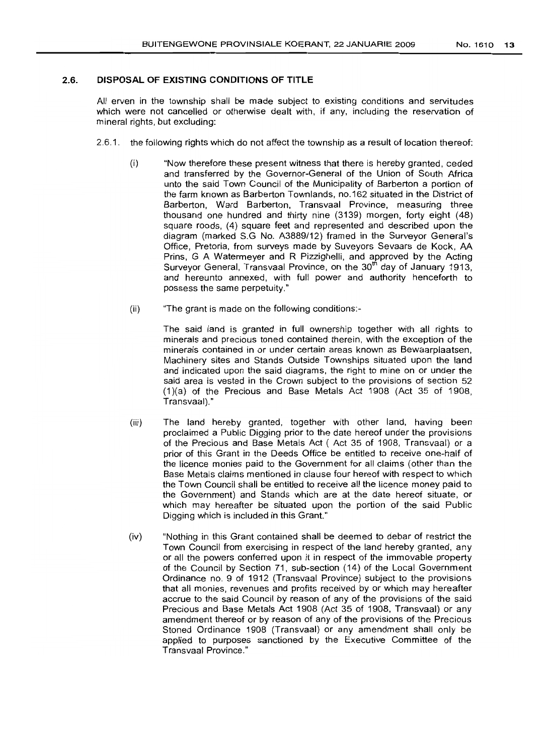## 2.6. DISPOSAL OF EXISTING CONDITIONS OF TITLE

All erven in the township shall be made subject to existing conditions and servitudes which were not cancelled or otherwise dealt with, if any, including the reservation of mineral rights, but excluding:

2.6.1. the following rights which do not affect the township as a result of location thereof:

(i) "Now therefore these present witness that there is hereby granted, ceded and transferred by the Governor-General of the Union of South Africa unto the said Town Council of the Municipality of Barberton a portion of the farm known as Barberton Townlands, no.162 situated in the District of Barberton, Ward Barberton, Transvaal Province, measuring three thousand one hundred and thirty nine (3139) morgen, forty eight (48) square roods, (4) square feet and represented and described upon the diagram (marked S.G No. A3889/12) framed in the Surveyor General's Office, Pretoria, from surveys made by Suveyors Sevaars de Kock, AA Prins, G A Watermeyer and R Pizzighelli, and approved by the Acting Surveyor General, Transvaal Province, on the 30th day of January 1913, and hereunto annexed, with full power and authority henceforth to possess the same perpetuity."

(ii) "The grant is made on the following conditions:-

The said land is granted in full ownership together with all rights to minerals and precious toned contained therein, with the exception of the minerals contained in or under certain areas known as Bewaarplaatsen, Machinery sites and Stands Outside Townships situated upon the land and indicated upon the said diagrams, the right to mine on or under the said area is vested in the Crown subject to the provisions of section 52 (1)(a) of the Precious and Base Metals Act 1908 (Act 35 of 1908, Transvaal)."

(iii) The land hereby granted, together with other land, having been proclaimed a Public Digging prior to the date hereof under the provisions of the Precious and Base Metals Act ( Act 35 of 1908, Transvaal) or a prior of this Grant in the Deeds Office be entitled to receive one-half of the licence monies paid to the Government for all claims (other than the Base Metals claims mentioned in clause four hereof with respect to which the Town Council shall be entitled to receive all the licence money paid to the Government) and Stands which are at the date hereof situate, or which may hereafter be situated upon the portion of the said Public Digging which is included in this Grant."

(iv) "Nothing in this Grant contained shall be deemed to debar of restrict the Town Council from exercising in respect of the land hereby granted, any or all the powers conferred upon it in respect of the immovable property of the Council by Section 71, sub-section (14) of the Local Government Ordinance no. 9 of 1912 (Transvaal Province) subject to the provisions that all monies, revenues and profits received by or which may hereafter accrue to the said Council by reason of any of the provisions of the said Precious and Base Metals Act 1908 (Act 35 of 1908, Transvaal) or any amendment thereof or by reason of any of the provisions of the Precious Stoned Ordinance 1908 (Transvaal) or any amendment shall only be applied to purposes sanctioned by the Executive Committee of the Transvaal Province."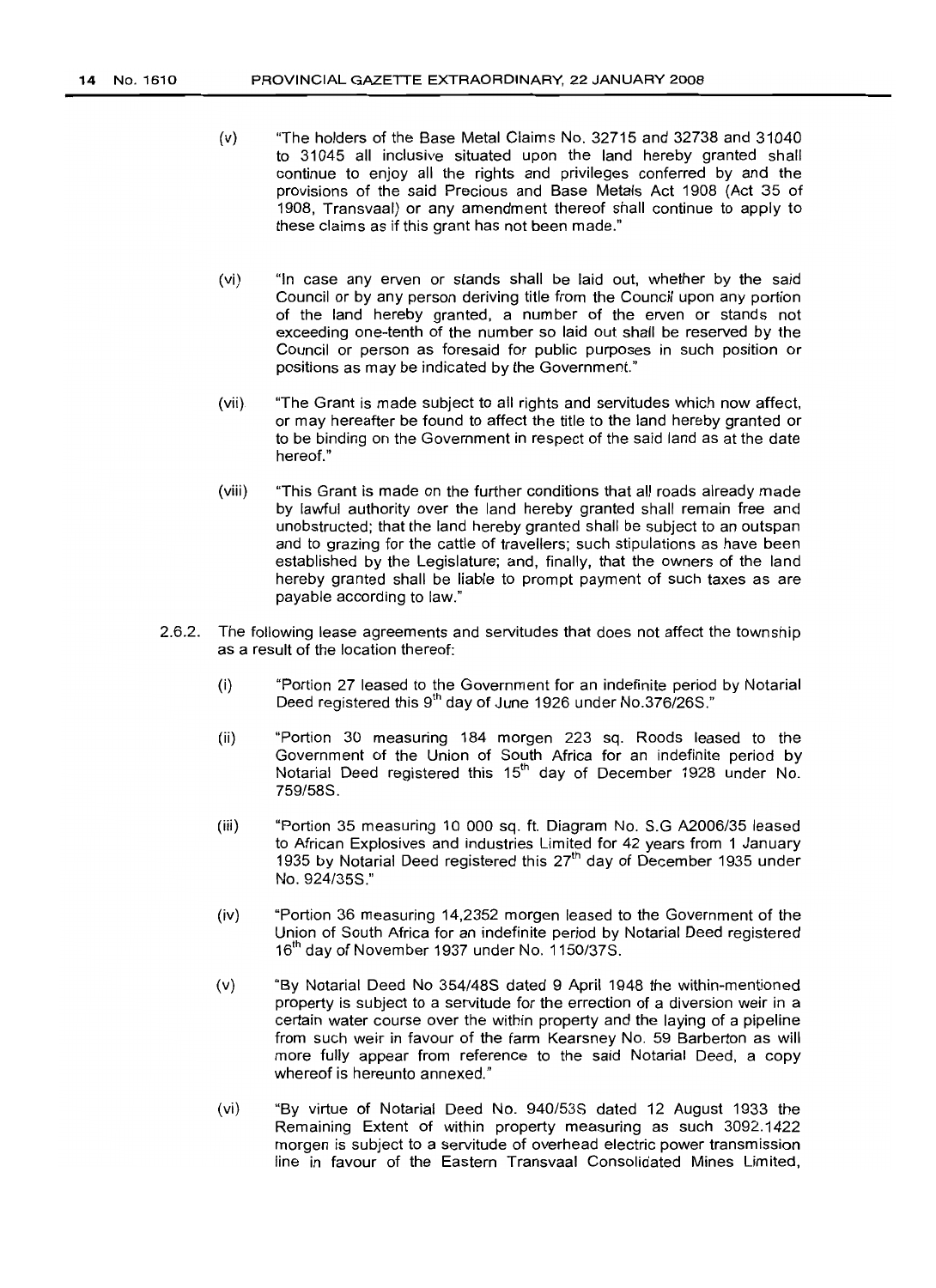(v) "The holders of the Base Metal Claims No. 32715 and 32738 and 31040 to 31045 all inclusive situated upon the land hereby granted shall continue to enjoy all the rights and privileges conferred by and the provisions of the said Precious and Base Metals Act 1908 (Act 35 of 1908, Transvaal) or any amendment thereof shall continue to apply to these claims as if this grant has not been made."

(vi) "In case any erven or stands shall be laid out, whether by the said Council or by any person deriving title from the Council upon any portion of the land hereby granted, a number of the erven or stands not exceeding one-tenth of the number so laid out shall be reserved by the Council or person as foresaid for public purposes in such position or positions as may be indicated by the Government."

(vii) "The Grant is made subject to all rights and servitudes which now affect, or may hereafter be found to affect the title to the land hereby granted or to be binding on the Government in respect of the said land as at the date hereof."

(viii) "This Grant is made on the further conditions that all roads already made by lawful authority over the land hereby granted shall remain free and unobstructed; that the land hereby granted shall be subject to an outspan and to grazing for the cattle of travellers; such stipulations as have been established by the Legislature; and, finally, that the owners of the land hereby granted shall be liable to prompt payment of such taxes as are payable according to law."

2.6.2. The following lease agreements and servitudes that does not affect the township as a result of the location thereof:

(i) "Portion 27 leased to the Government for an indefinite period by Notarial Deed registered this 9th day of June 1926 under No.376/26S."

(ii) "Portion 30 measuring 184 morgen 223 sq. Roods leased to the Government of the Union of South Africa for an indefinite period by Notarial Deed registered this 15th day of December 1928 under No. 759/58S.

(iii) "Portion 35 measuring 10 000 sq. ft. Diagram No. S.G A2006/35 leased to African Explosives and Industries Limited for 42 years from 1 January 1935 by Notarial Deed registered this 27th day of December 1935 under No. 924/35S."

(iv) "Portion 36 measuring 14,2352 morgen leased to the Government of the Union of South Africa for an indefinite period by Notarial Deed registered 16th day of November 1937 under No. 1150/37S.

(v) "By Notarial Deed No 354/48S dated 9 April 1948 the within-mentioned property is subject to a servitude for the errection of a diversion weir in a certain water course over the within property and the laying of a pipeline from such weir in favour of the farm Kearsney No. 59 Barberton as will more fully appear from reference to the said Notarial Deed, a copy whereof is hereunto annexed."

(vi) "By virtue of Notarial Deed No. 940/53S dated 12 August 1933 the Remaining Extent of within property measuring as such 3092.1422 morgen is subject to a servitude of overhead electric power transmission line in favour of the Eastern Transvaal Consolidated Mines Limited,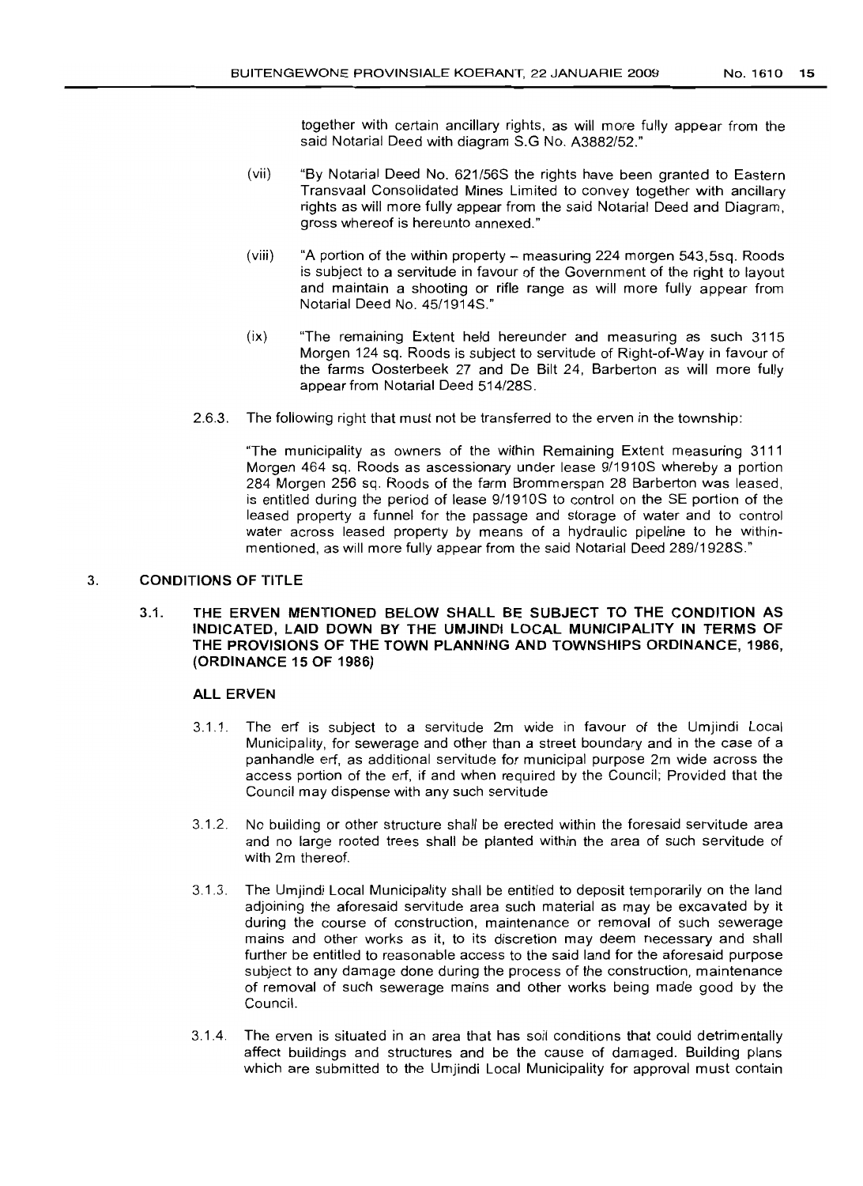together with certain ancillary rights, as will more fully appear from the said Notarial Deed with diagram S.G No. A3882/52."

(vii) "By Notarial Deed No. 621/56S the rights have been granted to Eastern Transvaal Consolidated Mines Limited to convey together with ancillary rights as will more fully appear from the said Notarial Deed and Diagram, gross whereof is hereunto annexed."

(viii) "A portion of the within property – measuring 224 morgen 543,5sq. Roods is subject to a servitude in favour of the Government of the right to layout and maintain a shooting or rifle range as will more fully appear from Notarial Deed No. 45/1914S."

(ix) "The remaining Extent held hereunder and measuring as such 3115 Morgen 124 sq. Roods is subject to servitude of Right-of-Way in favour of the farms Oosterbeek 27 and De Bilt 24, Barberton as will more fully appear from Notarial Deed 514/28S.

2.6.3. The following right that must not be transferred to the erven in the township:

"The municipality as owners of the within Remaining Extent measuring 3111 Morgen 464 sq. Roods as ascessionary under lease 9/1910S whereby a portion 284 Morgen 256 sq. Roods of the farm Brommerspan 28 Barberton was leased, is entitled during the period of lease 9/1910S to control on the SE portion of the leased property a funnel for the passage and storage of water and to control water across leased property by means of a hydraulic pipeline to he within-mentioned, as will more fully appear from the said Notarial Deed 289/1928S."

## 3. CONDITIONS OF TITLE

### 3.1. THE ERVEN MENTIONED BELOW SHALL BE SUBJECT TO THE CONDITION AS INDICATED, LAID DOWN BY THE UMJINDI LOCAL MUNICIPALITY IN TERMS OF THE PROVISIONS OF THE TOWN PLANNING AND TOWNSHIPS ORDINANCE, 1986, (ORDINANCE 15 OF 1986)

**ALL ERVEN**

3.1.1. The erf is subject to a servitude 2m wide in favour of the Umjindi Local Municipality, for sewerage and other than a street boundary and in the case of a panhandle erf, as additional servitude for municipal purpose 2m wide across the access portion of the erf, if and when required by the Council; Provided that the Council may dispense with any such servitude

3.1.2. No building or other structure shall be erected within the foresaid servitude area and no large rooted trees shall be planted within the area of such servitude of with 2m thereof.

3.1.3. The Umjindi Local Municipality shall be entitled to deposit temporarily on the land adjoining the aforesaid servitude area such material as may be excavated by it during the course of construction, maintenance or removal of such sewerage mains and other works as it, to its discretion may deem necessary and shall further be entitled to reasonable access to the said land for the aforesaid purpose subject to any damage done during the process of the construction, maintenance of removal of such sewerage mains and other works being made good by the Council.

3.1.4. The erven is situated in an area that has soil conditions that could detrimentally affect buildings and structures and be the cause of damaged. Building plans which are submitted to the Umjindi Local Municipality for approval must contain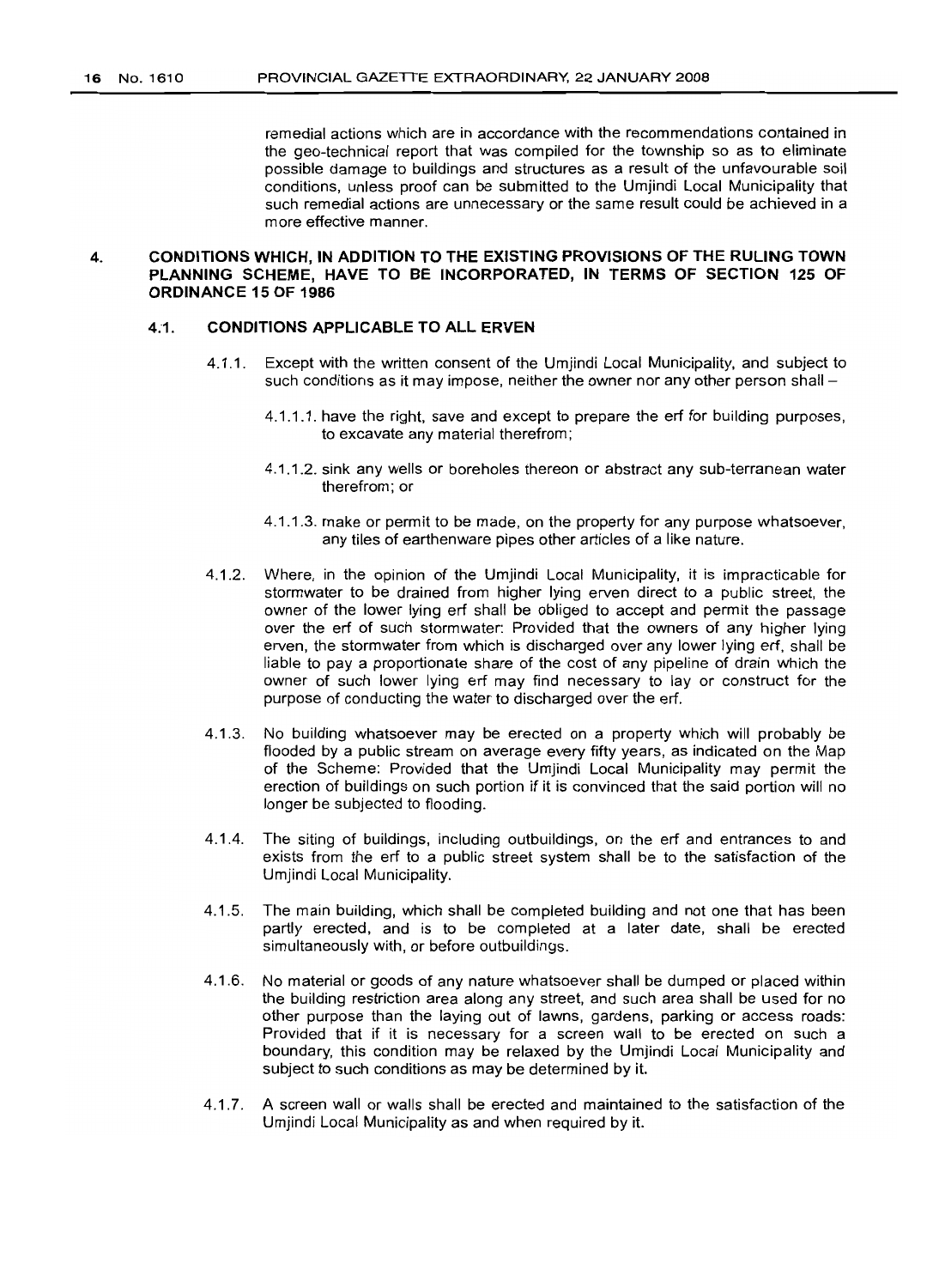remedial actions which are in accordance with the recommendations contained in the geo-technical report that was compiled for the township so as to eliminate possible damage to buildings and structures as a result of the unfavourable soil conditions, unless proof can be submitted to the Umjindi Local Municipality that such remedial actions are unnecessary or the same result could be achieved in a more effective manner.

## 4. CONDITIONS WHICH, IN ADDITION TO THE EXISTING PROVISIONS OF THE RULING TOWN PLANNING SCHEME, HAVE TO BE INCORPORATED, IN TERMS OF SECTION 125 OF ORDINANCE 15 OF 1986

### 4.1. CONDITIONS APPLICABLE TO ALL ERVEN

4.1.1. Except with the written consent of the Umjindi Local Municipality, and subject to such conditions as it may impose, neither the owner nor any other person shall –

4.1.1.1. have the right, save and except to prepare the erf for building purposes, to excavate any material therefrom;

4.1.1.2. sink any wells or boreholes thereon or abstract any sub-terranean water therefrom; or

4.1.1.3. make or permit to be made, on the property for any purpose whatsoever, any tiles of earthenware pipes other articles of a like nature.

4.1.2. Where, in the opinion of the Umjindi Local Municipality, it is impracticable for stormwater to be drained from higher lying erven direct to a public street, the owner of the lower lying erf shall be obliged to accept and permit the passage over the erf of such stormwater: Provided that the owners of any higher lying erven, the stormwater from which is discharged over any lower lying erf, shall be liable to pay a proportionate share of the cost of any pipeline of drain which the owner of such lower lying erf may find necessary to lay or construct for the purpose of conducting the water to discharged over the erf.

4.1.3. No building whatsoever may be erected on a property which will probably be flooded by a public stream on average every fifty years, as indicated on the Map of the Scheme: Provided that the Umjindi Local Municipality may permit the erection of buildings on such portion if it is convinced that the said portion will no longer be subjected to flooding.

4.1.4. The siting of buildings, including outbuildings, on the erf and entrances to and exists from the erf to a public street system shall be to the satisfaction of the Umjindi Local Municipality.

4.1.5. The main building, which shall be completed building and not one that has been partly erected, and is to be completed at a later date, shall be erected simultaneously with, or before outbuildings.

4.1.6. No material or goods of any nature whatsoever shall be dumped or placed within the building restriction area along any street, and such area shall be used for no other purpose than the laying out of lawns, gardens, parking or access roads: Provided that if it is necessary for a screen wall to be erected on such a boundary, this condition may be relaxed by the Umjindi Local Municipality and subject to such conditions as may be determined by it.

4.1.7. A screen wall or walls shall be erected and maintained to the satisfaction of the Umjindi Local Municipality as and when required by it.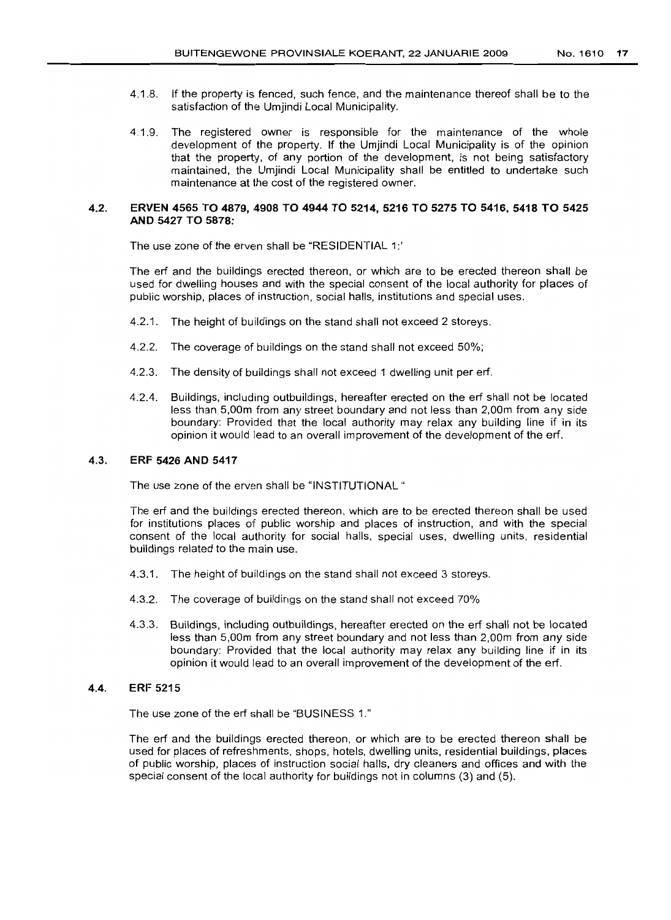4.1.8. If the property is fenced, such fence, and the maintenance thereof shall be to the satisfaction of the Umjindi Local Municipality.

4.1.9. The registered owner is responsible for the maintenance of the whole development of the property. If the Umjindi Local Municipality is of the opinion that the property, of any portion of the development, is not being satisfactory maintained, the Umjindi Local Municipality shall be entitled to undertake such maintenance at the cost of the registered owner.

### 4.2. ERVEN 4565 TO 4879, 4908 TO 4944 TO 5214, 5216 TO 5275 TO 5416, 5418 TO 5425 AND 5427 TO 5878:

The use zone of the erven shall be "RESIDENTIAL 1:'

The erf and the buildings erected thereon, or which are to be erected thereon shall be used for dwelling houses and with the special consent of the local authority for places of public worship, places of instruction, social halls, institutions and special uses.

4.2.1. The height of buildings on the stand shall not exceed 2 storeys.

4.2.2. The coverage of buildings on the stand shall not exceed 50%;

4.2.3. The density of buildings shall not exceed 1 dwelling unit per erf.

4.2.4. Buildings, including outbuildings, hereafter erected on the erf shall not be located less than 5,00m from any street boundary and not less than 2,00m from any side boundary: Provided that the local authority may relax any building line if in its opinion it would lead to an overall improvement of the development of the erf.

### 4.3. ERF 5426 AND 5417

The use zone of the erven shall be "INSTITUTIONAL "

The erf and the buildings erected thereon, which are to be erected thereon shall be used for institutions places of public worship and places of instruction, and with the special consent of the local authority for social halls, special uses, dwelling units, residential buildings related to the main use.

4.3.1. The height of buildings on the stand shall not exceed 3 storeys.

4.3.2. The coverage of buildings on the stand shall not exceed 70%

4.3.3. Buildings, including outbuildings, hereafter erected on the erf shall not be located less than 5,00m from any street boundary and not less than 2,00m from any side boundary: Provided that the local authority may relax any building line if in its opinion it would lead to an overall improvement of the development of the erf.

### 4.4. ERF 5215

The use zone of the erf shall be "BUSINESS 1."

The erf and the buildings erected thereon, or which are to be erected thereon shall be used for places of refreshments, shops, hotels, dwelling units, residential buildings, places of public worship, places of instruction social halls, dry cleaners and offices and with the special consent of the local authority for buildings not in columns (3) and (5).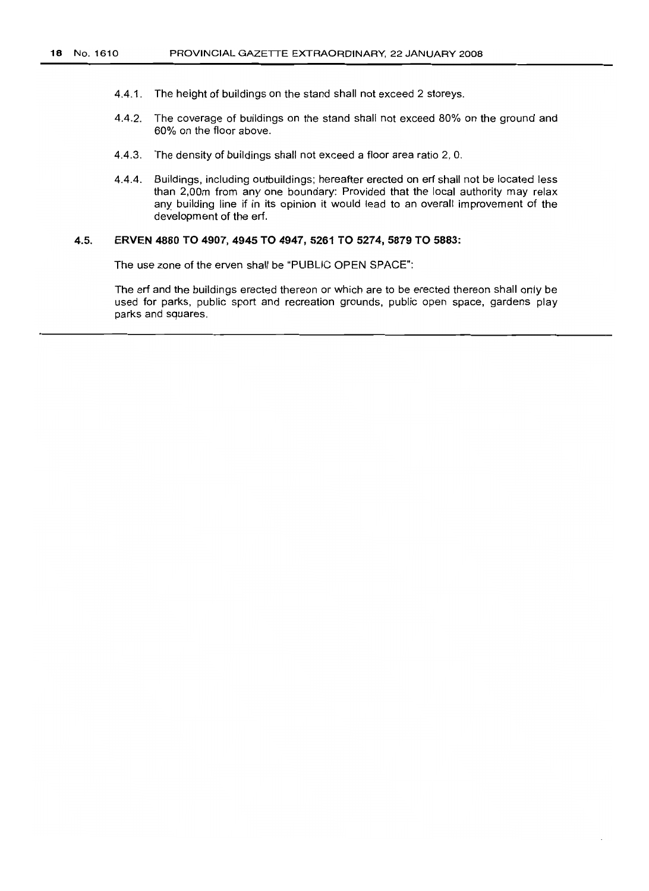4.4.1. The height of buildings on the stand shall not exceed 2 storeys.

4.4.2. The coverage of buildings on the stand shall not exceed 80% on the ground and 60% on the floor above.

4.4.3. The density of buildings shall not exceed a floor area ratio 2, 0.

4.4.4. Buildings, including outbuildings; hereafter erected on erf shall not be located less than 2,00m from any one boundary: Provided that the local authority may relax any building line if in its opinion it would lead to an overall improvement of the development of the erf.

**4.5. ERVEN 4880 TO 4907, 4945 TO 4947, 5261 TO 5274, 5879 TO 5883:**

The use zone of the erven shall be "PUBLIC OPEN SPACE":

The erf and the buildings erected thereon or which are to be erected thereon shall only be used for parks, public sport and recreation grounds, public open space, gardens play parks and squares.